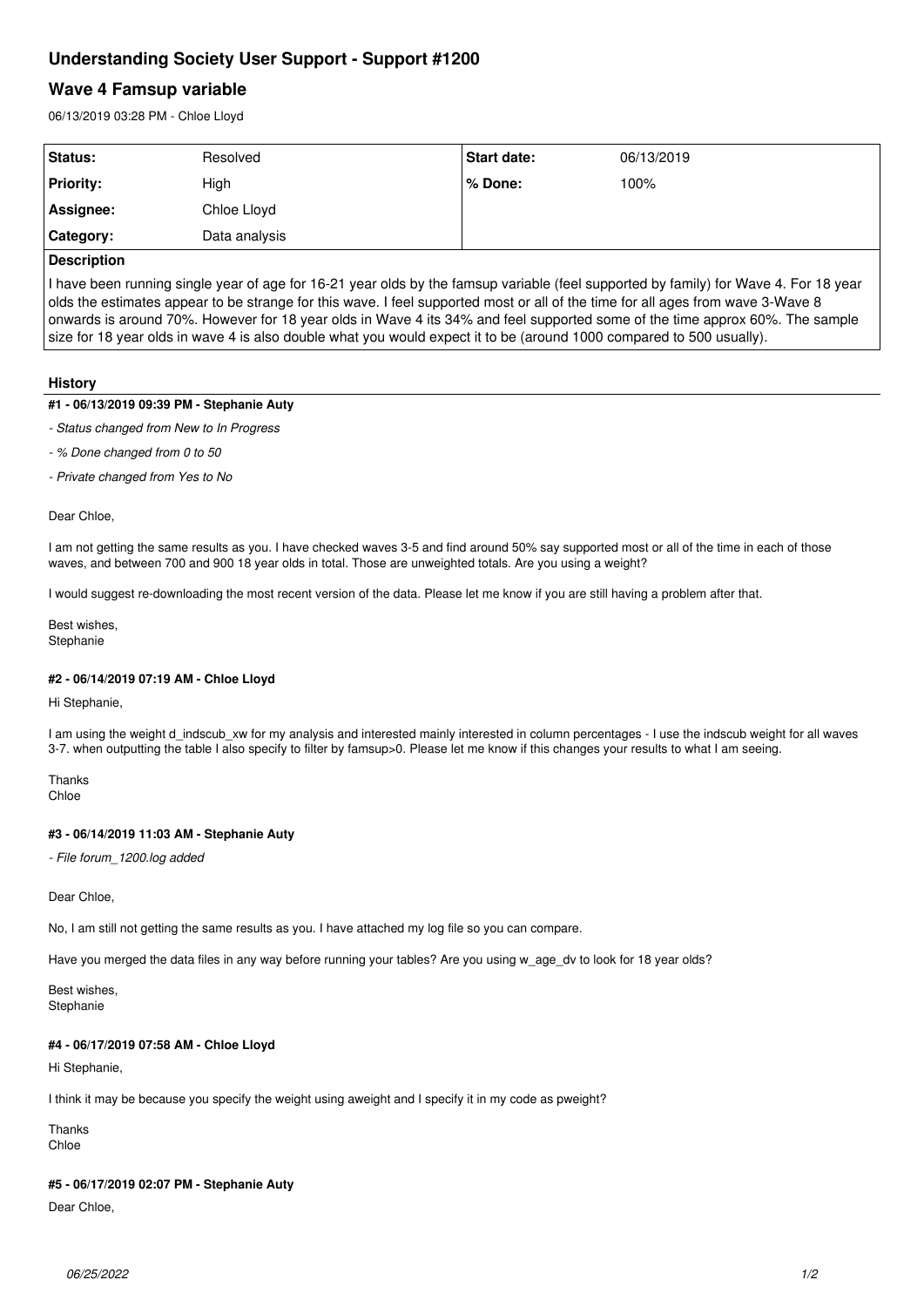# Understanding Society User Support - Support #1200

## Wave 4 Famsup variable

06/13/2019 03:28 PM - Chloe Lloyd

| Status: | Resolved | Start date: | 06/13/2019 |
|---|---|---|---|
| Priority: | High | % Done: | 100% |
| Assignee: | Chloe Lloyd | | |
| Category: | Data analysis | | |

**Description**

I have been running single year of age for 16-21 year olds by the famsup variable (feel supported by family) for Wave 4. For 18 year olds the estimates appear to be strange for this wave. I feel supported most or all of the time for all ages from wave 3-Wave 8 onwards is around 70%. However for 18 year olds in Wave 4 its 34% and feel supported some of the time approx 60%. The sample size for 18 year olds in wave 4 is also double what you would expect it to be (around 1000 compared to 500 usually).

### History

#### #1 - 06/13/2019 09:39 PM - Stephanie Auty

*- Status changed from New to In Progress*

*- % Done changed from 0 to 50*

*- Private changed from Yes to No*

Dear Chloe,

I am not getting the same results as you. I have checked waves 3-5 and find around 50% say supported most or all of the time in each of those waves, and between 700 and 900 18 year olds in total. Those are unweighted totals. Are you using a weight?

I would suggest re-downloading the most recent version of the data. Please let me know if you are still having a problem after that.

Best wishes,
Stephanie

#### #2 - 06/14/2019 07:19 AM - Chloe Lloyd

Hi Stephanie,

I am using the weight d_indscub_xw for my analysis and interested mainly interested in column percentages - I use the indscub weight for all waves 3-7. when outputting the table I also specify to filter by famsup>0. Please let me know if this changes your results to what I am seeing.

Thanks
Chloe

#### #3 - 06/14/2019 11:03 AM - Stephanie Auty

*- File forum_1200.log added*

Dear Chloe,

No, I am still not getting the same results as you. I have attached my log file so you can compare.

Have you merged the data files in any way before running your tables? Are you using w_age_dv to look for 18 year olds?

Best wishes,
Stephanie

#### #4 - 06/17/2019 07:58 AM - Chloe Lloyd

Hi Stephanie,

I think it may be because you specify the weight using aweight and I specify it in my code as pweight?

Thanks
Chloe

#### #5 - 06/17/2019 02:07 PM - Stephanie Auty

Dear Chloe,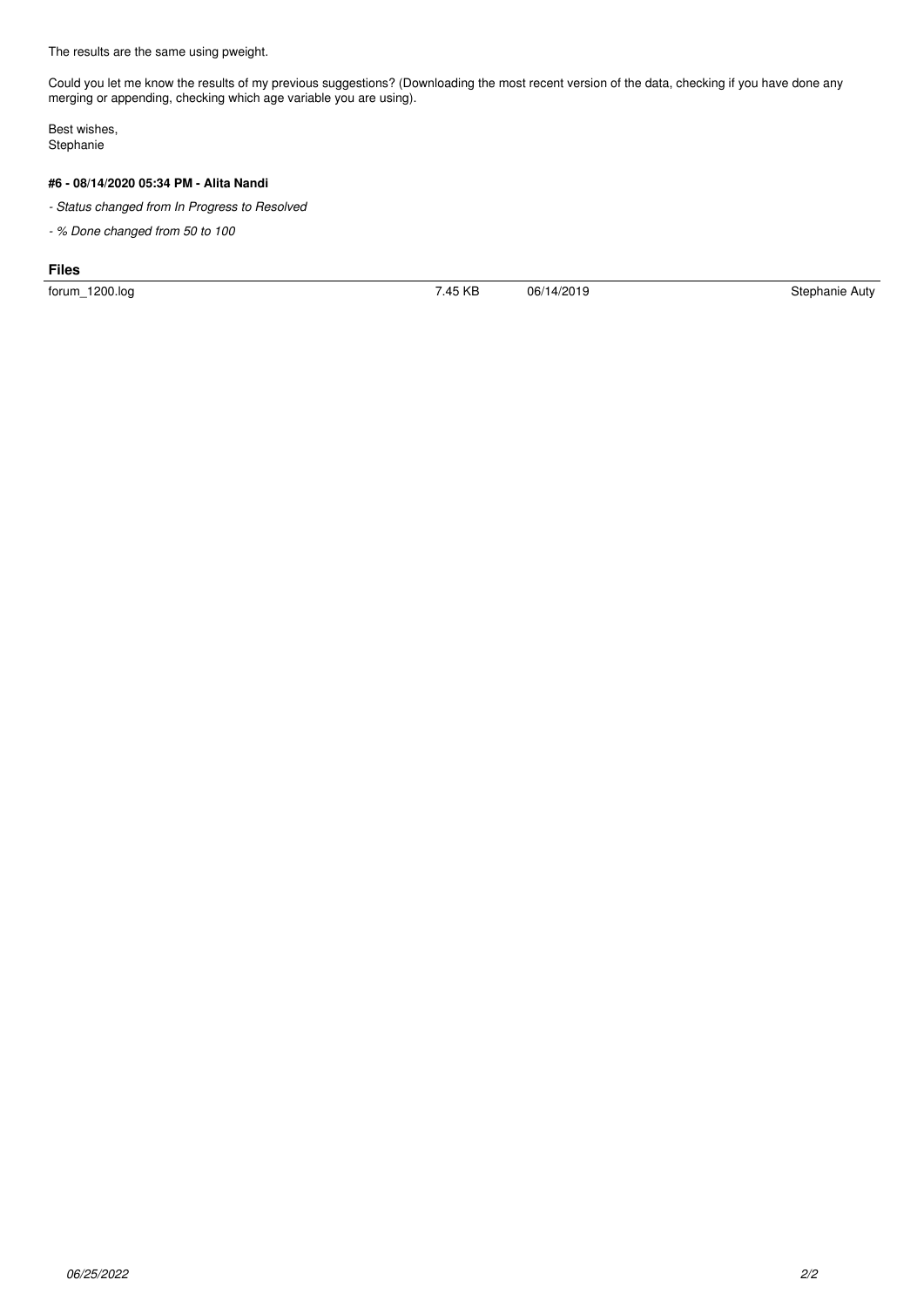The results are the same using pweight.

Could you let me know the results of my previous suggestions? (Downloading the most recent version of the data, checking if you have done any merging or appending, checking which age variable you are using).

Best wishes,
Stephanie

#### #6 - 08/14/2020 05:34 PM - Alita Nandi

- *Status changed from In Progress to Resolved*
- *% Done changed from 50 to 100*

### Files

| | | | |
|---|---|---|---|
| forum_1200.log | 7.45 KB | 06/14/2019 | Stephanie Auty |